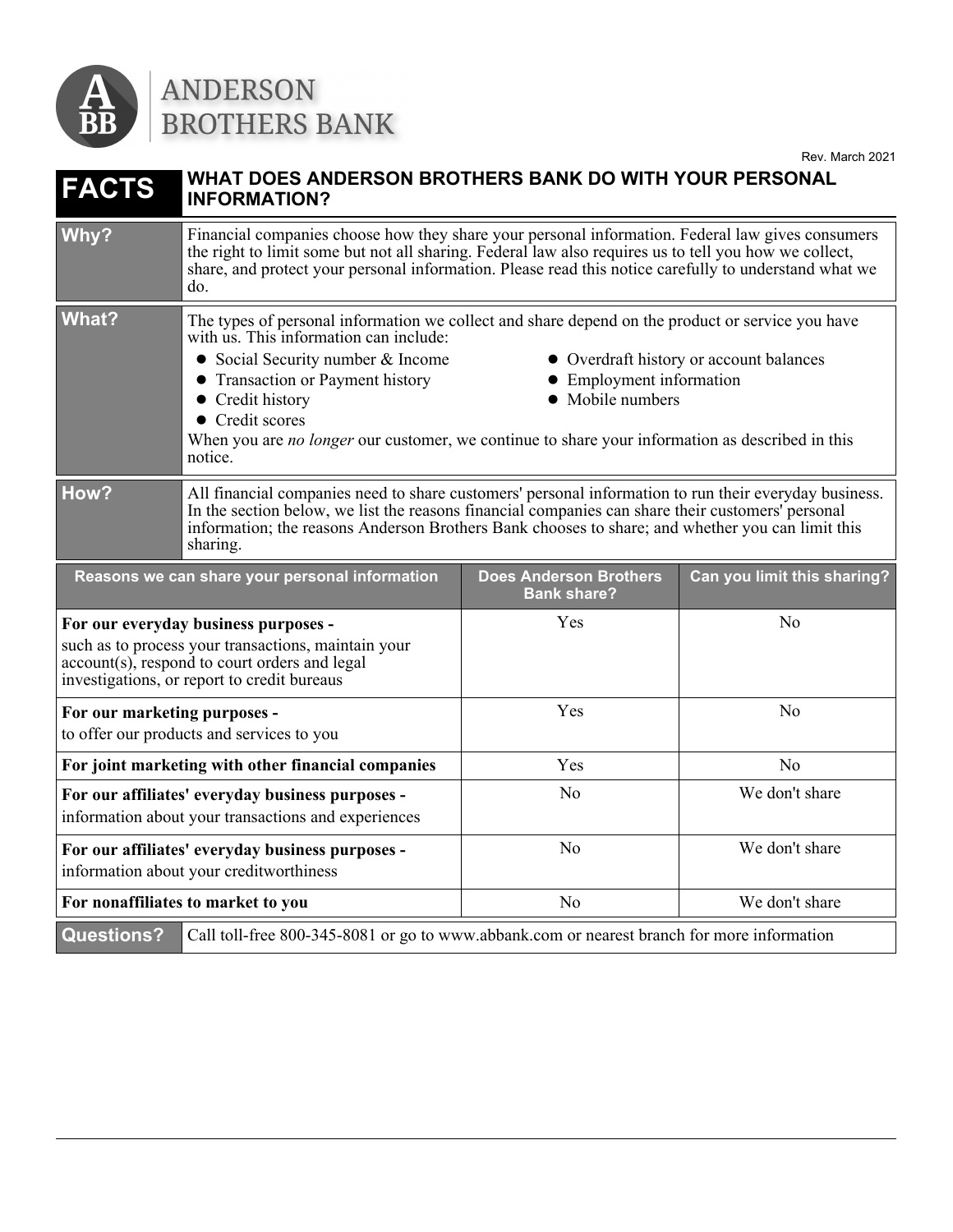ANDERSON BROTHERS BANK

Rev. March 2021

# FACTS — WHAT DOES ANDERSON BROTHERS BANK DO WITH YOUR PERSONAL INFORMATION?

**Why?**

Financial companies choose how they share your personal information. Federal law gives consumers the right to limit some but not all sharing. Federal law also requires us to tell you how we collect, share, and protect your personal information. Please read this notice carefully to understand what we do.

**What?**

The types of personal information we collect and share depend on the product or service you have with us. This information can include:

- Social Security number & Income
- Transaction or Payment history
- Credit history
- Credit scores
- Overdraft history or account balances
- Employment information
- Mobile numbers

When you are *no longer* our customer, we continue to share your information as described in this notice.

**How?**

All financial companies need to share customers' personal information to run their everyday business. In the section below, we list the reasons financial companies can share their customers' personal information; the reasons Anderson Brothers Bank chooses to share; and whether you can limit this sharing.

| Reasons we can share your personal information | Does Anderson Brothers Bank share? | Can you limit this sharing? |
|---|---|---|
| **For our everyday business purposes -** such as to process your transactions, maintain your account(s), respond to court orders and legal investigations, or report to credit bureaus | Yes | No |
| **For our marketing purposes -** to offer our products and services to you | Yes | No |
| **For joint marketing with other financial companies** | Yes | No |
| **For our affiliates' everyday business purposes -** information about your transactions and experiences | No | We don't share |
| **For our affiliates' everyday business purposes -** information about your creditworthiness | No | We don't share |
| **For nonaffiliates to market to you** | No | We don't share |

**Questions?** Call toll-free 800-345-8081 or go to www.abbank.com or nearest branch for more information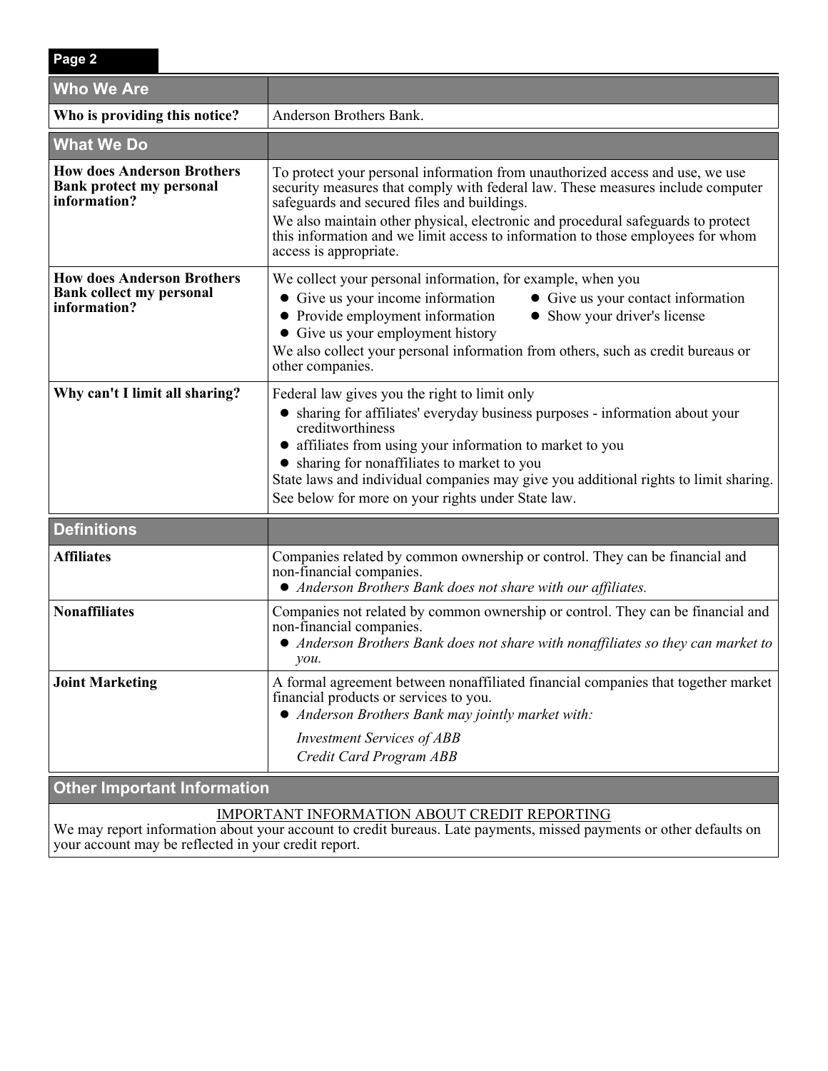| Who We Are | |
|---|---|
| **Who is providing this notice?** | Anderson Brothers Bank. |

| What We Do | |
|---|---|
| **How does Anderson Brothers Bank protect my personal information?** | To protect your personal information from unauthorized access and use, we use security measures that comply with federal law. These measures include computer safeguards and secured files and buildings.<br>We also maintain other physical, electronic and procedural safeguards to protect this information and we limit access to information to those employees for whom access is appropriate. |
| **How does Anderson Brothers Bank collect my personal information?** | We collect your personal information, for example, when you<br>• Give us your income information<br>• Give us your contact information<br>• Provide employment information<br>• Show your driver's license<br>• Give us your employment history<br>We also collect your personal information from others, such as credit bureaus or other companies. |
| **Why can't I limit all sharing?** | Federal law gives you the right to limit only<br>• sharing for affiliates' everyday business purposes - information about your creditworthiness<br>• affiliates from using your information to market to you<br>• sharing for nonaffiliates to market to you<br>State laws and individual companies may give you additional rights to limit sharing.<br>See below for more on your rights under State law. |

| Definitions | |
|---|---|
| **Affiliates** | Companies related by common ownership or control. They can be financial and non-financial companies.<br>• *Anderson Brothers Bank does not share with our affiliates.* |
| **Nonaffiliates** | Companies not related by common ownership or control. They can be financial and non-financial companies.<br>• *Anderson Brothers Bank does not share with nonaffiliates so they can market to you.* |
| **Joint Marketing** | A formal agreement between nonaffiliated financial companies that together market financial products or services to you.<br>• *Anderson Brothers Bank may jointly market with:*<br>*Investment Services of ABB*<br>*Credit Card Program ABB* |

## Other Important Information

IMPORTANT INFORMATION ABOUT CREDIT REPORTING

We may report information about your account to credit bureaus. Late payments, missed payments or other defaults on your account may be reflected in your credit report.